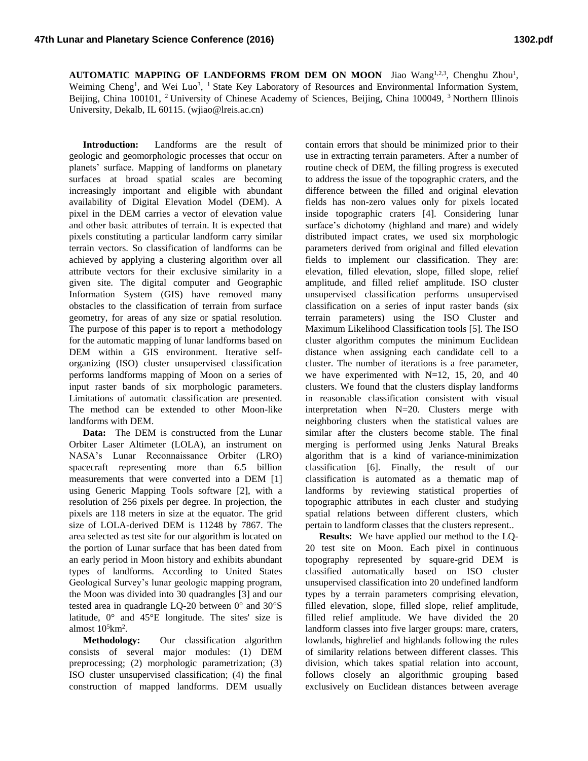**AUTOMATIC MAPPING OF LANDFORMS FROM DEM ON MOON** Jiao Wang[1,2,3], Chenghu Zhou[1], Weiming Cheng[1], and Wei Luo[3], [1] State Key Laboratory of Resources and Environmental Information System, Beijing, China 100101, [2] University of Chinese Academy of Sciences, Beijing, China 100049, [3] Northern Illinois University, Dekalb, IL 60115. (wjiao@lreis.ac.cn)

**Introduction:** Landforms are the result of geologic and geomorphologic processes that occur on planets' surface. Mapping of landforms on planetary surfaces at broad spatial scales are becoming increasingly important and eligible with abundant availability of Digital Elevation Model (DEM). A pixel in the DEM carries a vector of elevation value and other basic attributes of terrain. It is expected that pixels constituting a particular landform carry similar terrain vectors. So classification of landforms can be achieved by applying a clustering algorithm over all attribute vectors for their exclusive similarity in a given site. The digital computer and Geographic Information System (GIS) have removed many obstacles to the classification of terrain from surface geometry, for areas of any size or spatial resolution. The purpose of this paper is to report a methodology for the automatic mapping of lunar landforms based on DEM within a GIS environment. Iterative self-organizing (ISO) cluster unsupervised classification performs landforms mapping of Moon on a series of input raster bands of six morphologic parameters. Limitations of automatic classification are presented. The method can be extended to other Moon-like landforms with DEM.

**Data:** The DEM is constructed from the Lunar Orbiter Laser Altimeter (LOLA), an instrument on NASA's Lunar Reconnaissance Orbiter (LRO) spacecraft representing more than 6.5 billion measurements that were converted into a DEM [1] using Generic Mapping Tools software [2], with a resolution of 256 pixels per degree. In projection, the pixels are 118 meters in size at the equator. The grid size of LOLA-derived DEM is 11248 by 7867. The area selected as test site for our algorithm is located on the portion of Lunar surface that has been dated from an early period in Moon history and exhibits abundant types of landforms. According to United States Geological Survey's lunar geologic mapping program, the Moon was divided into 30 quadrangles [3] and our tested area in quadrangle LQ-20 between 0° and 30°S latitude, 0° and 45°E longitude. The sites' size is almost $10^5$km$^2$.

**Methodology:** Our classification algorithm consists of several major modules: (1) DEM preprocessing; (2) morphologic parametrization; (3) ISO cluster unsupervised classification; (4) the final construction of mapped landforms. DEM usually contain errors that should be minimized prior to their use in extracting terrain parameters. After a number of routine check of DEM, the filling progress is executed to address the issue of the topographic craters, and the difference between the filled and original elevation fields has non-zero values only for pixels located inside topographic craters [4]. Considering lunar surface's dichotomy (highland and mare) and widely distributed impact crates, we used six morphologic parameters derived from original and filled elevation fields to implement our classification. They are: elevation, filled elevation, slope, filled slope, relief amplitude, and filled relief amplitude. ISO cluster unsupervised classification performs unsupervised classification on a series of input raster bands (six terrain parameters) using the ISO Cluster and Maximum Likelihood Classification tools [5]. The ISO cluster algorithm computes the minimum Euclidean distance when assigning each candidate cell to a cluster. The number of iterations is a free parameter, we have experimented with N=12, 15, 20, and 40 clusters. We found that the clusters display landforms in reasonable classification consistent with visual interpretation when N=20. Clusters merge with neighboring clusters when the statistical values are similar after the clusters become stable. The final merging is performed using Jenks Natural Breaks algorithm that is a kind of variance-minimization classification [6]. Finally, the result of our classification is automated as a thematic map of landforms by reviewing statistical properties of topographic attributes in each cluster and studying spatial relations between different clusters, which pertain to landform classes that the clusters represent..

**Results:** We have applied our method to the LQ-20 test site on Moon. Each pixel in continuous topography represented by square-grid DEM is classified automatically based on ISO cluster unsupervised classification into 20 undefined landform types by a terrain parameters comprising elevation, filled elevation, slope, filled slope, relief amplitude, filled relief amplitude. We have divided the 20 landform classes into five larger groups: mare, craters, lowlands, highrelief and highlands following the rules of similarity relations between different classes. This division, which takes spatial relation into account, follows closely an algorithmic grouping based exclusively on Euclidean distances between average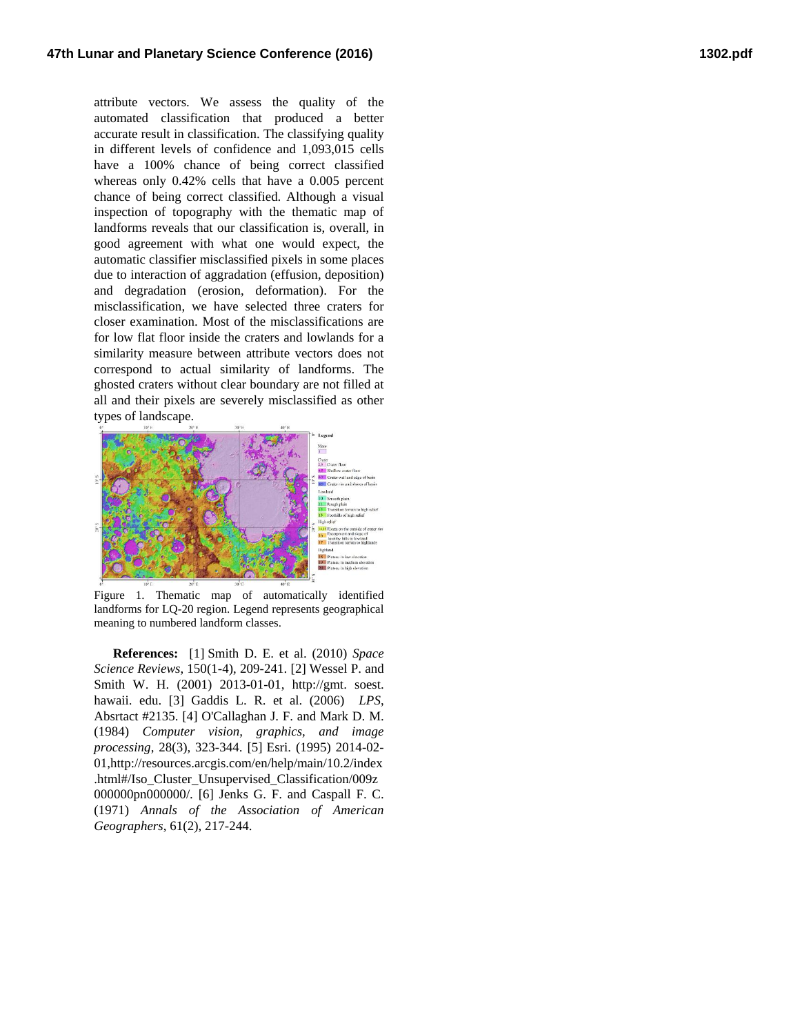attribute vectors. We assess the quality of the automated classification that produced a better accurate result in classification. The classifying quality in different levels of confidence and 1,093,015 cells have a 100% chance of being correct classified whereas only 0.42% cells that have a 0.005 percent chance of being correct classified. Although a visual inspection of topography with the thematic map of landforms reveals that our classification is, overall, in good agreement with what one would expect, the automatic classifier misclassified pixels in some places due to interaction of aggradation (effusion, deposition) and degradation (erosion, deformation). For the misclassification, we have selected three craters for closer examination. Most of the misclassifications are for low flat floor inside the craters and lowlands for a similarity measure between attribute vectors does not correspond to actual similarity of landforms. The ghosted craters without clear boundary are not filled at all and their pixels are severely misclassified as other types of landscape.

Figure 1. Thematic map of automatically identified landforms for LQ-20 region. Legend represents geographical meaning to numbered landform classes.

**References:** [1] Smith D. E. et al. (2010) *Space Science Reviews*, 150(1-4), 209-241. [2] Wessel P. and Smith W. H. (2001) 2013-01-01, http://gmt. soest. hawaii. edu. [3] Gaddis L. R. et al. (2006) *LPS*, Absrtact #2135. [4] O'Callaghan J. F. and Mark D. M. (1984) *Computer vision, graphics, and image processing*, 28(3), 323-344. [5] Esri. (1995) 2014-02-01,http://resources.arcgis.com/en/help/main/10.2/index.html#/Iso_Cluster_Unsupervised_Classification/009z000000pn000000/. [6] Jenks G. F. and Caspall F. C. (1971) *Annals of the Association of American Geographers*, 61(2), 217-244.